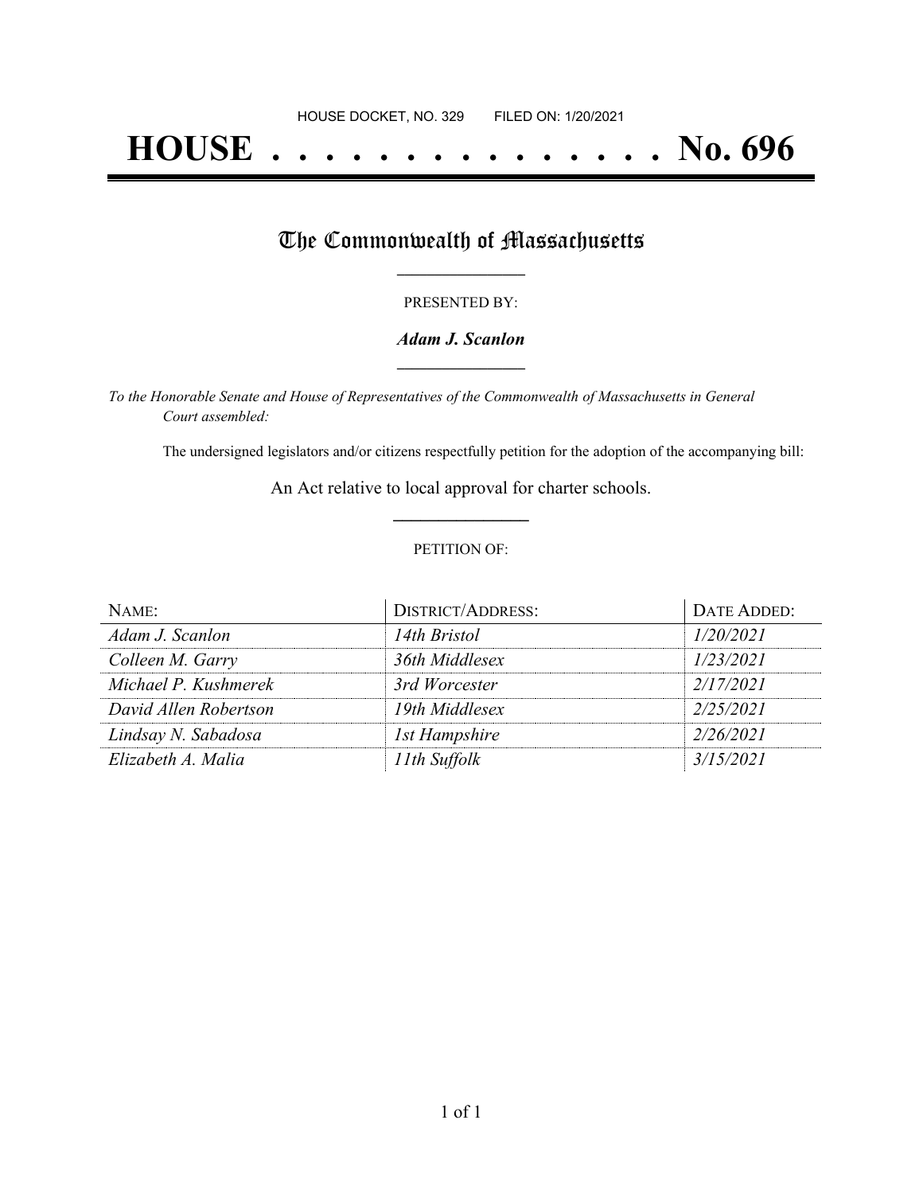HOUSE DOCKET, NO. 329        FILED ON: 1/20/2021

# HOUSE . . . . . . . . . . . . . . . No. 696

## The Commonwealth of Massachusetts

PRESENTED BY:

***Adam J. Scanlon***

*To the Honorable Senate and House of Representatives of the Commonwealth of Massachusetts in General Court assembled:*

The undersigned legislators and/or citizens respectfully petition for the adoption of the accompanying bill:

An Act relative to local approval for charter schools.

PETITION OF:

| NAME: | DISTRICT/ADDRESS: | DATE ADDED: |
| --- | --- | --- |
| *Adam J. Scanlon* | *14th Bristol* | *1/20/2021* |
| *Colleen M. Garry* | *36th Middlesex* | *1/23/2021* |
| *Michael P. Kushmerek* | *3rd Worcester* | *2/17/2021* |
| *David Allen Robertson* | *19th Middlesex* | *2/25/2021* |
| *Lindsay N. Sabadosa* | *1st Hampshire* | *2/26/2021* |
| *Elizabeth A. Malia* | *11th Suffolk* | *3/15/2021* |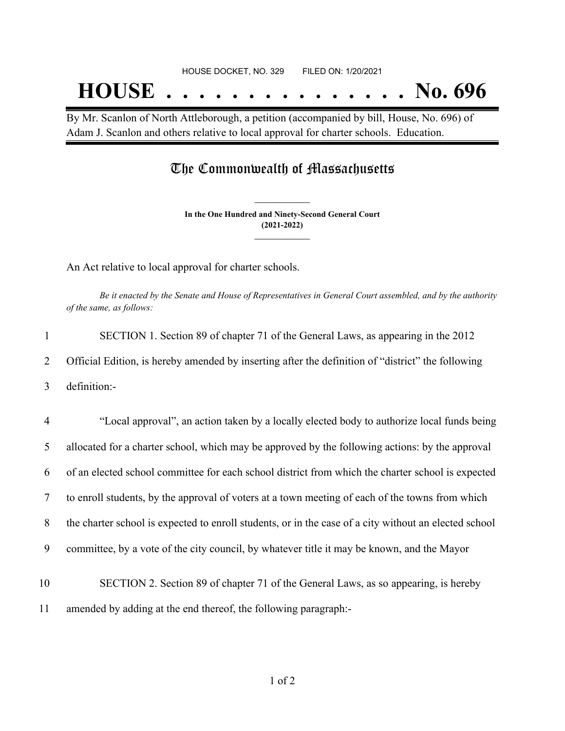HOUSE DOCKET, NO. 329 FILED ON: 1/20/2021

# HOUSE . . . . . . . . . . . . . . . No. 696

By Mr. Scanlon of North Attleborough, a petition (accompanied by bill, House, No. 696) of Adam J. Scanlon and others relative to local approval for charter schools. Education.

## The Commonwealth of Massachusetts

**In the One Hundred and Ninety-Second General Court**
**(2021-2022)**

An Act relative to local approval for charter schools.

*Be it enacted by the Senate and House of Representatives in General Court assembled, and by the authority of the same, as follows:*

1 SECTION 1. Section 89 of chapter 71 of the General Laws, as appearing in the 2012
2 Official Edition, is hereby amended by inserting after the definition of "district" the following
3 definition:-

4 "Local approval", an action taken by a locally elected body to authorize local funds being
5 allocated for a charter school, which may be approved by the following actions: by the approval
6 of an elected school committee for each school district from which the charter school is expected
7 to enroll students, by the approval of voters at a town meeting of each of the towns from which
8 the charter school is expected to enroll students, or in the case of a city without an elected school
9 committee, by a vote of the city council, by whatever title it may be known, and the Mayor

10 SECTION 2. Section 89 of chapter 71 of the General Laws, as so appearing, is hereby
11 amended by adding at the end thereof, the following paragraph:-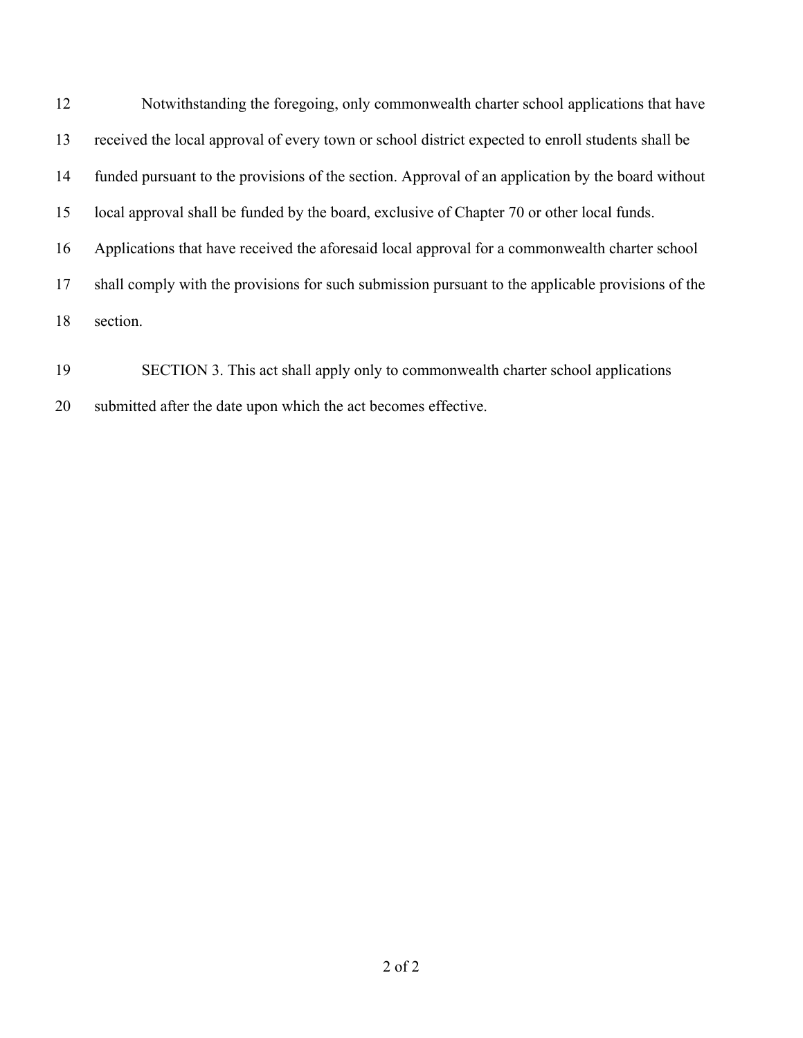Notwithstanding the foregoing, only commonwealth charter school applications that have received the local approval of every town or school district expected to enroll students shall be funded pursuant to the provisions of the section. Approval of an application by the board without local approval shall be funded by the board, exclusive of Chapter 70 or other local funds. Applications that have received the aforesaid local approval for a commonwealth charter school shall comply with the provisions for such submission pursuant to the applicable provisions of the section.

SECTION 3. This act shall apply only to commonwealth charter school applications submitted after the date upon which the act becomes effective.